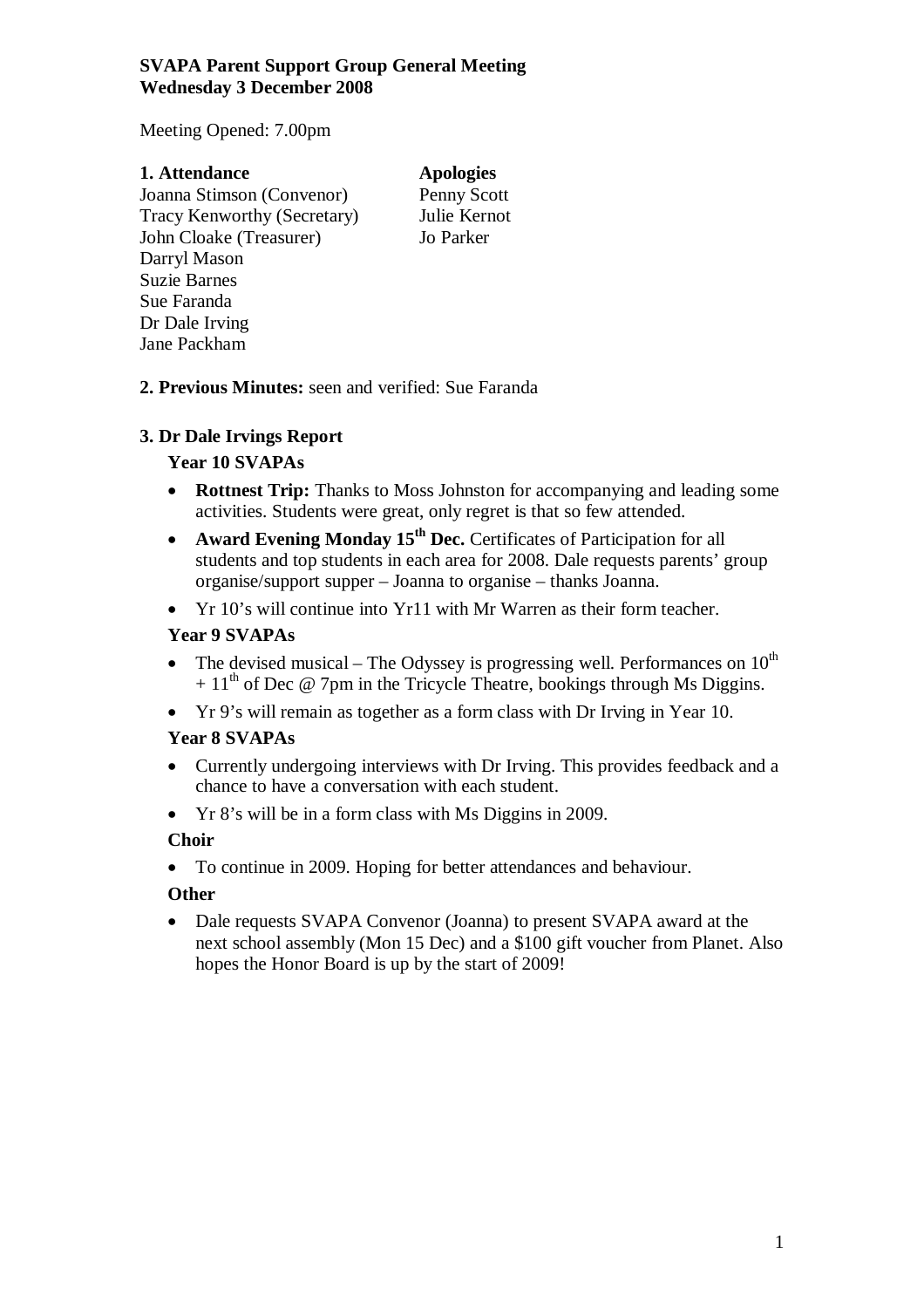**SVAPA Parent Support Group General Meeting**
**Wednesday 3 December 2008**

Meeting Opened: 7.00pm

| **1. Attendance** | **Apologies** |
|---|---|
| Joanna Stimson (Convenor) | Penny Scott |
| Tracy Kenworthy (Secretary) | Julie Kernot |
| John Cloake (Treasurer) | Jo Parker |
| Darryl Mason | |
| Suzie Barnes | |
| Sue Faranda | |
| Dr Dale Irving | |
| Jane Packham | |

**2. Previous Minutes:** seen and verified: Sue Faranda

**3. Dr Dale Irvings Report**

**Year 10 SVAPAs**

- **Rottnest Trip:** Thanks to Moss Johnston for accompanying and leading some activities. Students were great, only regret is that so few attended.
- **Award Evening Monday 15th Dec.** Certificates of Participation for all students and top students in each area for 2008. Dale requests parents' group organise/support supper – Joanna to organise – thanks Joanna.
- Yr 10's will continue into Yr11 with Mr Warren as their form teacher.

**Year 9 SVAPAs**

- The devised musical – The Odyssey is progressing well. Performances on 10th + 11th of Dec @ 7pm in the Tricycle Theatre, bookings through Ms Diggins.
- Yr 9's will remain as together as a form class with Dr Irving in Year 10.

**Year 8 SVAPAs**

- Currently undergoing interviews with Dr Irving. This provides feedback and a chance to have a conversation with each student.
- Yr 8's will be in a form class with Ms Diggins in 2009.

**Choir**

- To continue in 2009. Hoping for better attendances and behaviour.

**Other**

- Dale requests SVAPA Convenor (Joanna) to present SVAPA award at the next school assembly (Mon 15 Dec) and a $100 gift voucher from Planet. Also hopes the Honor Board is up by the start of 2009!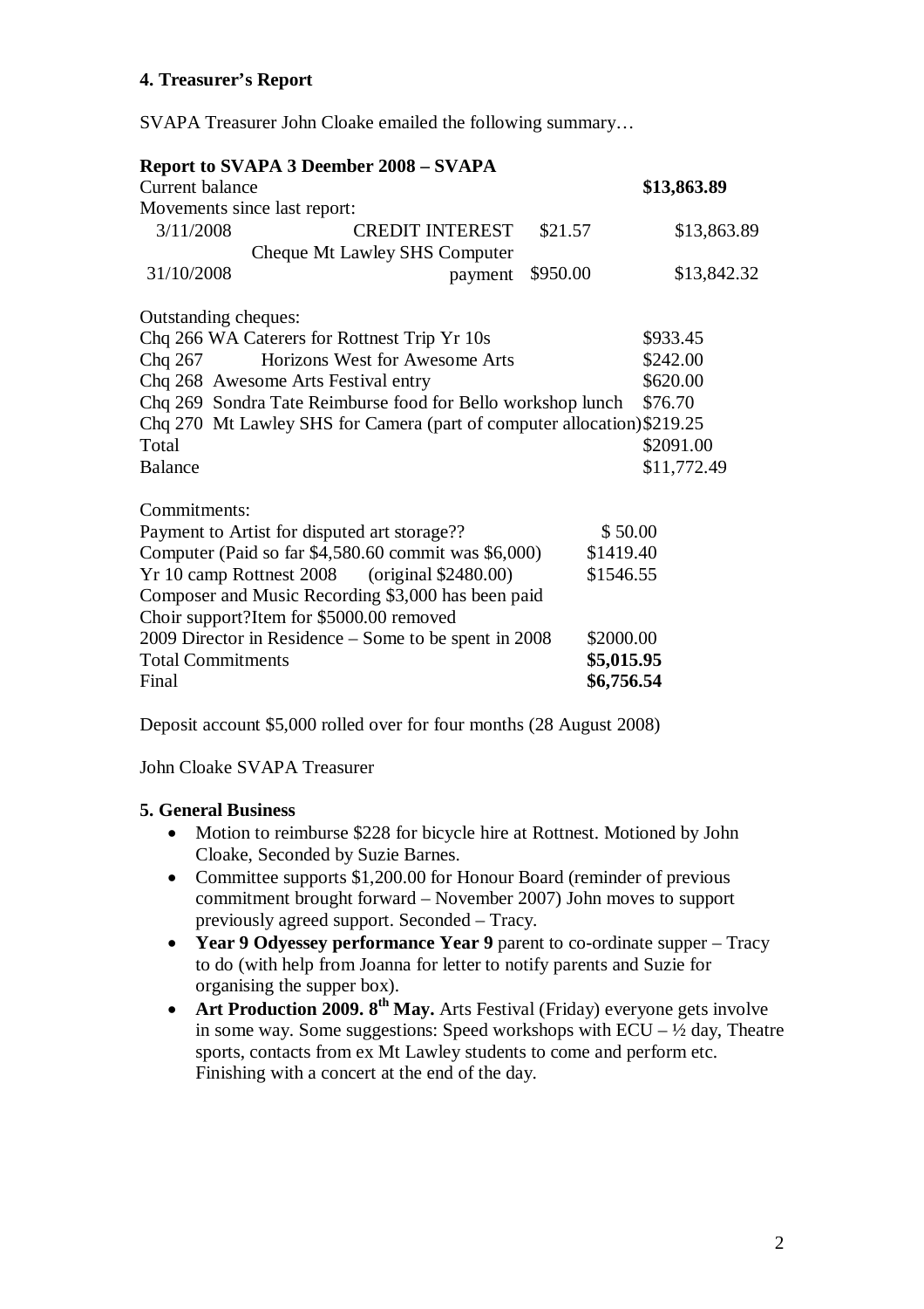**4. Treasurer's Report**

SVAPA Treasurer John Cloake emailed the following summary…

**Report to SVAPA 3 Deember 2008 – SVAPA**

| Current balance | | | **\$13,863.89** |
|---|---|---|---|
| Movements since last report: | | | |
| 3/11/2008 | CREDIT INTEREST | \$21.57 | \$13,863.89 |
| 31/10/2008 | Cheque Mt Lawley SHS Computer payment | \$950.00 | \$13,842.32 |

Outstanding cheques:

| | |
|---|---|
| Chq 266 WA Caterers for Rottnest Trip Yr 10s | \$933.45 |
| Chq 267 Horizons West for Awesome Arts | \$242.00 |
| Chq 268 Awesome Arts Festival entry | \$620.00 |
| Chq 269 Sondra Tate Reimburse food for Bello workshop lunch | \$76.70 |
| Chq 270 Mt Lawley SHS for Camera (part of computer allocation) | \$219.25 |
| Total | \$2091.00 |
| Balance | \$11,772.49 |

Commitments:

| | |
|---|---|
| Payment to Artist for disputed art storage?? | \$ 50.00 |
| Computer (Paid so far \$4,580.60 commit was \$6,000) | \$1419.40 |
| Yr 10 camp Rottnest 2008 (original \$2480.00) | \$1546.55 |
| Composer and Music Recording \$3,000 has been paid | |
| Choir support?Item for \$5000.00 removed | |
| 2009 Director in Residence – Some to be spent in 2008 | \$2000.00 |
| Total Commitments | **\$5,015.95** |
| Final | **\$6,756.54** |

Deposit account \$5,000 rolled over for four months (28 August 2008)

John Cloake SVAPA Treasurer

**5. General Business**

- Motion to reimburse \$228 for bicycle hire at Rottnest. Motioned by John Cloake, Seconded by Suzie Barnes.
- Committee supports \$1,200.00 for Honour Board (reminder of previous commitment brought forward – November 2007) John moves to support previously agreed support. Seconded – Tracy.
- **Year 9 Odyessey performance Year 9** parent to co-ordinate supper – Tracy to do (with help from Joanna for letter to notify parents and Suzie for organising the supper box).
- **Art Production 2009. 8th May.** Arts Festival (Friday) everyone gets involve in some way. Some suggestions: Speed workshops with ECU – ½ day, Theatre sports, contacts from ex Mt Lawley students to come and perform etc. Finishing with a concert at the end of the day.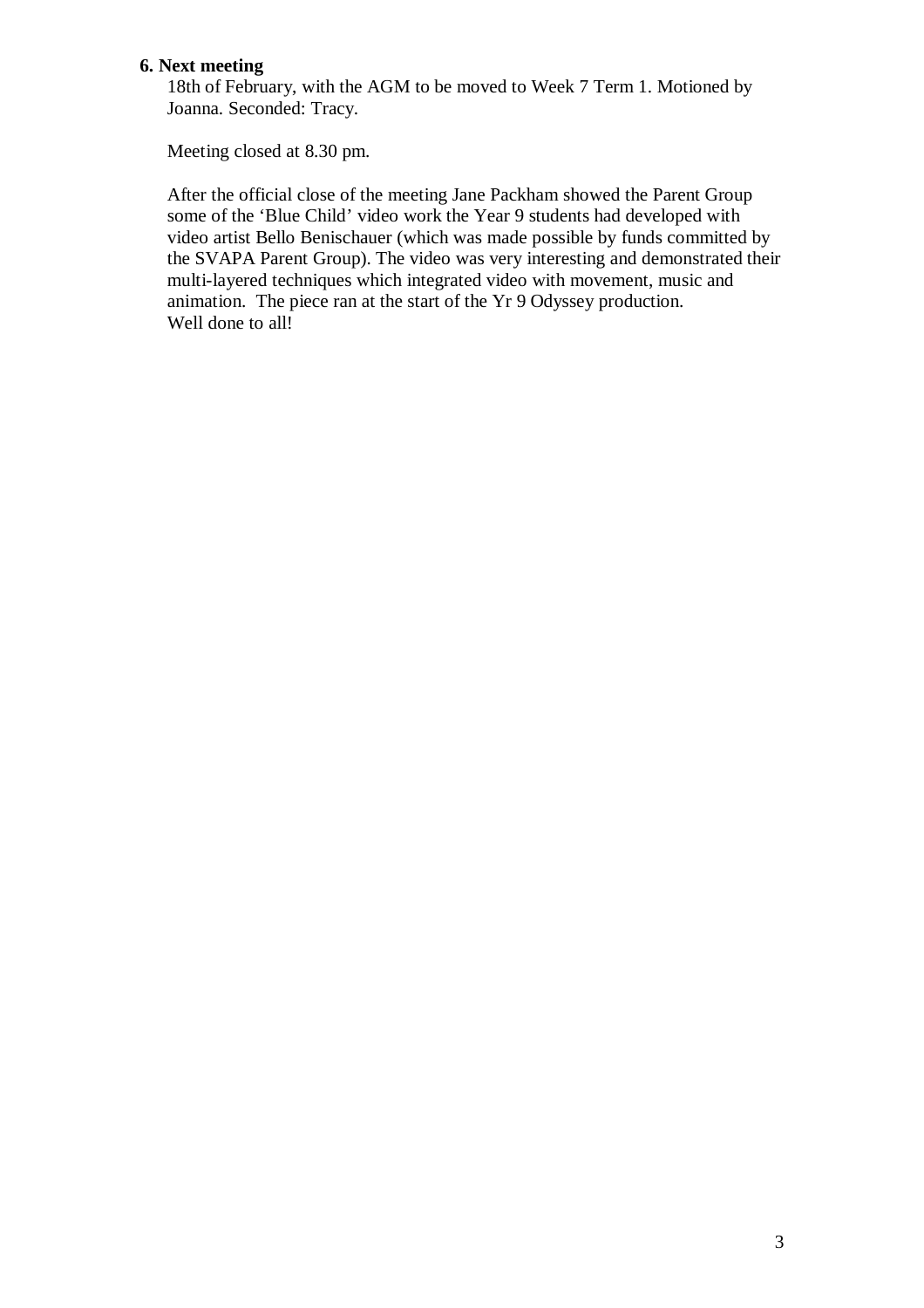**6. Next meeting**

18th of February, with the AGM to be moved to Week 7 Term 1. Motioned by Joanna. Seconded: Tracy.

Meeting closed at 8.30 pm.

After the official close of the meeting Jane Packham showed the Parent Group some of the 'Blue Child' video work the Year 9 students had developed with video artist Bello Benischauer (which was made possible by funds committed by the SVAPA Parent Group). The video was very interesting and demonstrated their multi-layered techniques which integrated video with movement, music and animation. The piece ran at the start of the Yr 9 Odyssey production.
Well done to all!